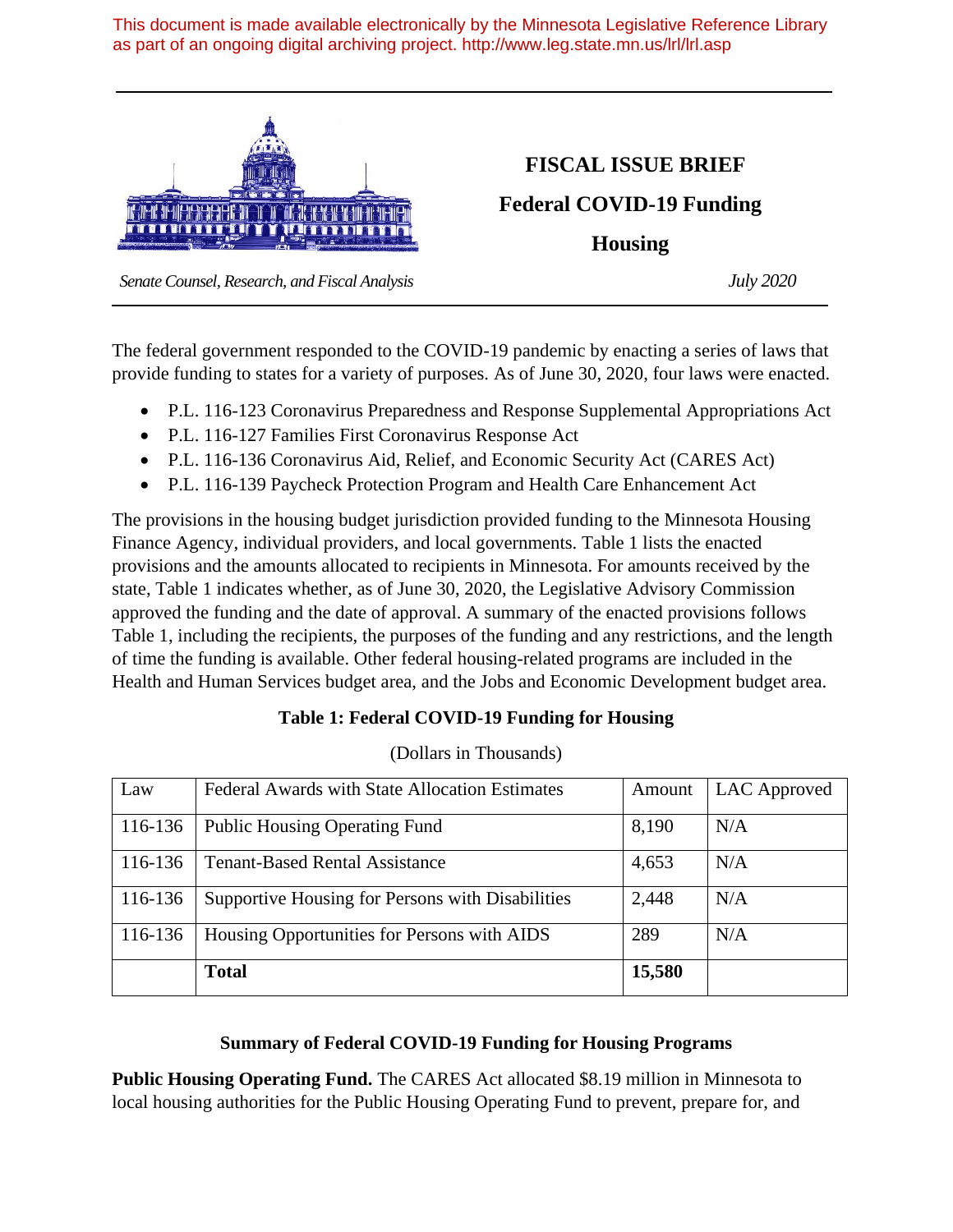This document is made available electronically by the Minnesota Legislative Reference Library as part of an ongoing digital archiving project. http://www.leg.state.mn.us/lrl/lrl.asp

# FISCAL ISSUE BRIEF
## Federal COVID-19 Funding
## Housing

*Senate Counsel, Research, and Fiscal Analysis* *July 2020*

The federal government responded to the COVID-19 pandemic by enacting a series of laws that provide funding to states for a variety of purposes. As of June 30, 2020, four laws were enacted.

- P.L. 116-123 Coronavirus Preparedness and Response Supplemental Appropriations Act
- P.L. 116-127 Families First Coronavirus Response Act
- P.L. 116-136 Coronavirus Aid, Relief, and Economic Security Act (CARES Act)
- P.L. 116-139 Paycheck Protection Program and Health Care Enhancement Act

The provisions in the housing budget jurisdiction provided funding to the Minnesota Housing Finance Agency, individual providers, and local governments. Table 1 lists the enacted provisions and the amounts allocated to recipients in Minnesota. For amounts received by the state, Table 1 indicates whether, as of June 30, 2020, the Legislative Advisory Commission approved the funding and the date of approval. A summary of the enacted provisions follows Table 1, including the recipients, the purposes of the funding and any restrictions, and the length of time the funding is available. Other federal housing-related programs are included in the Health and Human Services budget area, and the Jobs and Economic Development budget area.

**Table 1: Federal COVID-19 Funding for Housing**

(Dollars in Thousands)

| Law | Federal Awards with State Allocation Estimates | Amount | LAC Approved |
|---|---|---|---|
| 116-136 | Public Housing Operating Fund | 8,190 | N/A |
| 116-136 | Tenant-Based Rental Assistance | 4,653 | N/A |
| 116-136 | Supportive Housing for Persons with Disabilities | 2,448 | N/A |
| 116-136 | Housing Opportunities for Persons with AIDS | 289 | N/A |
| | **Total** | **15,580** | |

### Summary of Federal COVID-19 Funding for Housing Programs

**Public Housing Operating Fund.** The CARES Act allocated $8.19 million in Minnesota to local housing authorities for the Public Housing Operating Fund to prevent, prepare for, and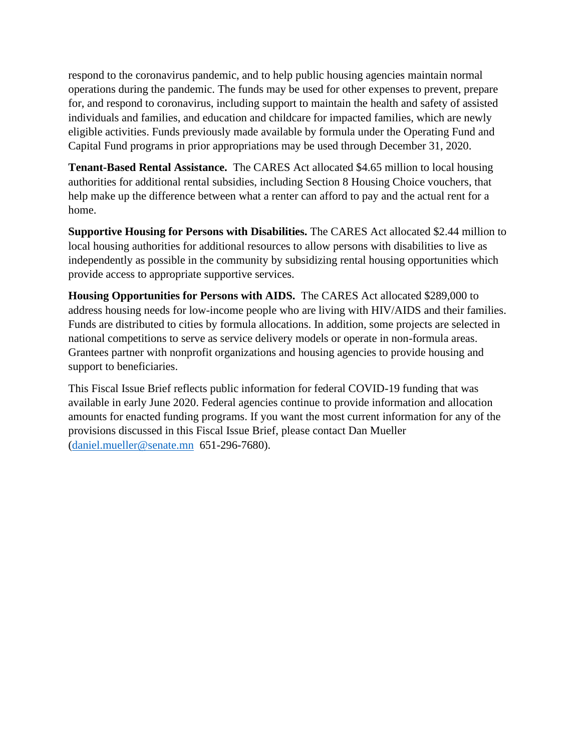respond to the coronavirus pandemic, and to help public housing agencies maintain normal operations during the pandemic. The funds may be used for other expenses to prevent, prepare for, and respond to coronavirus, including support to maintain the health and safety of assisted individuals and families, and education and childcare for impacted families, which are newly eligible activities. Funds previously made available by formula under the Operating Fund and Capital Fund programs in prior appropriations may be used through December 31, 2020.

**Tenant-Based Rental Assistance.** The CARES Act allocated $4.65 million to local housing authorities for additional rental subsidies, including Section 8 Housing Choice vouchers, that help make up the difference between what a renter can afford to pay and the actual rent for a home.

**Supportive Housing for Persons with Disabilities.** The CARES Act allocated $2.44 million to local housing authorities for additional resources to allow persons with disabilities to live as independently as possible in the community by subsidizing rental housing opportunities which provide access to appropriate supportive services.

**Housing Opportunities for Persons with AIDS.** The CARES Act allocated $289,000 to address housing needs for low-income people who are living with HIV/AIDS and their families. Funds are distributed to cities by formula allocations. In addition, some projects are selected in national competitions to serve as service delivery models or operate in non-formula areas. Grantees partner with nonprofit organizations and housing agencies to provide housing and support to beneficiaries.

This Fiscal Issue Brief reflects public information for federal COVID-19 funding that was available in early June 2020. Federal agencies continue to provide information and allocation amounts for enacted funding programs. If you want the most current information for any of the provisions discussed in this Fiscal Issue Brief, please contact Dan Mueller (daniel.mueller@senate.mn 651-296-7680).